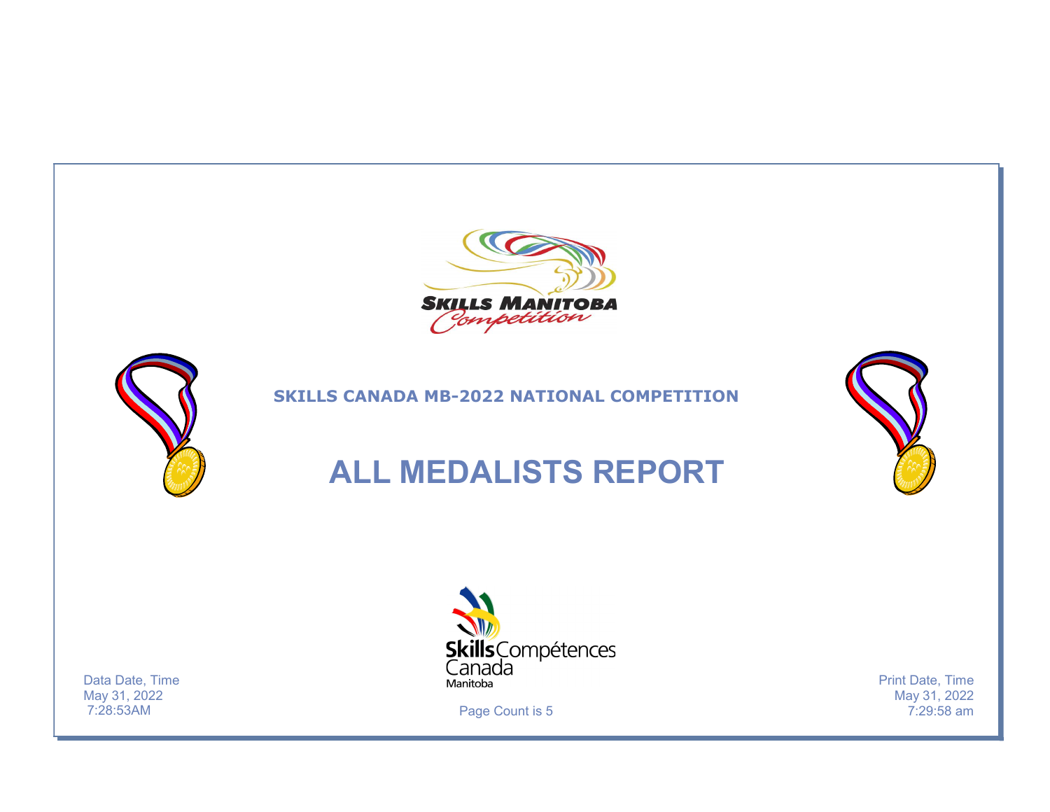SKILLS MANITOBA Competition

SKILLS CANADA MB-2022 NATIONAL COMPETITION

# ALL MEDALISTS REPORT

Skills Compétences Canada Manitoba

Data Date, Time
May 31, 2022
7:28:53AM

Page Count is 5

Print Date, Time
May 31, 2022
7:29:58 am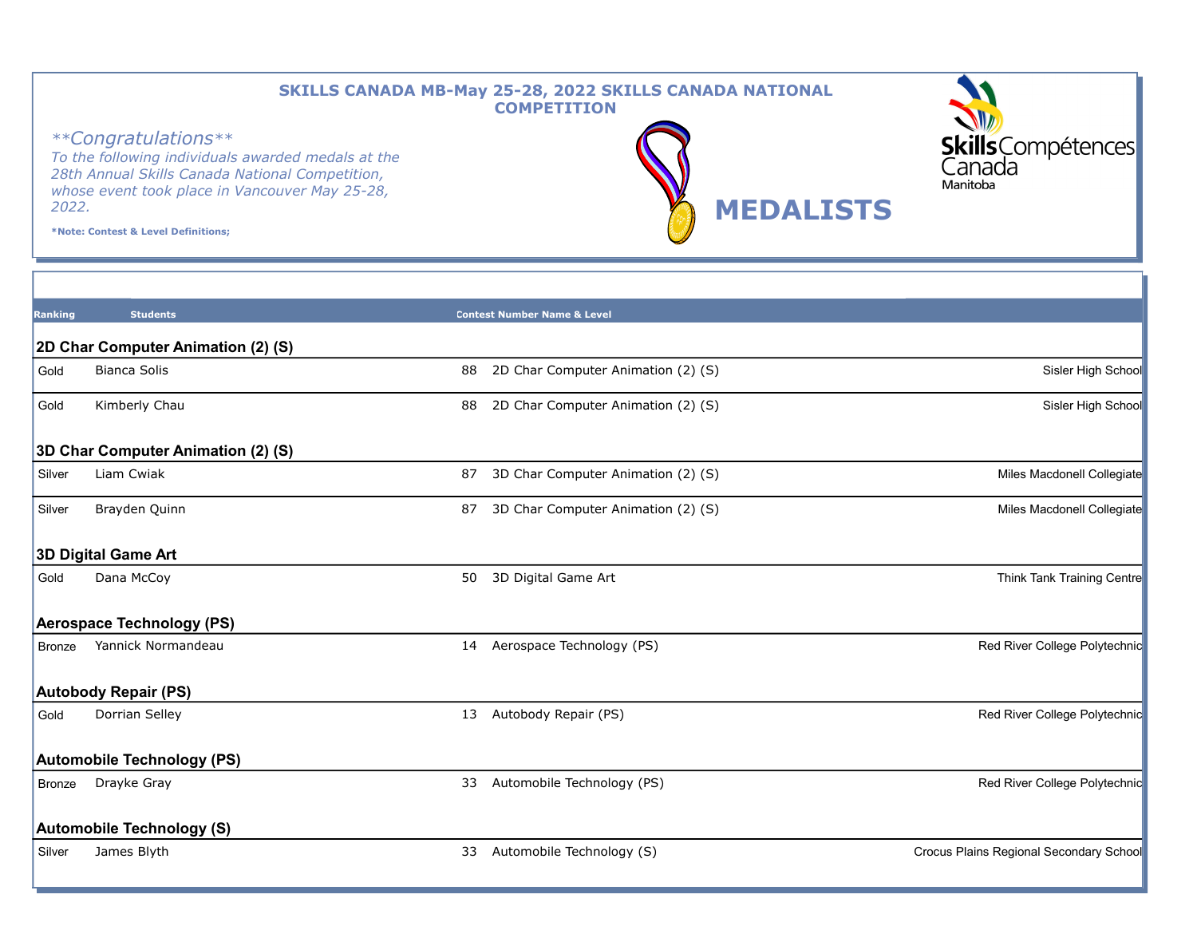**SKILLS CANADA MB-May 25-28, 2022 SKILLS CANADA NATIONAL COMPETITION**

*\*\*Congratulations\*\**

*To the following individuals awarded medals at the 28th Annual Skills Canada National Competition, whose event took place in Vancouver May 25-28, 2022.*

**\*Note: Contest & Level Definitions;**

Skills Compétences Canada
Manitoba

# MEDALISTS

| Ranking | Students | Contest Number Name & Level | | |
|---|---|---|---|---|
| **2D Char Computer Animation (2) (S)** | | | | |
| Gold | Bianca Solis | 88 | 2D Char Computer Animation (2) (S) | Sisler High School |
| Gold | Kimberly Chau | 88 | 2D Char Computer Animation (2) (S) | Sisler High School |
| **3D Char Computer Animation (2) (S)** | | | | |
| Silver | Liam Cwiak | 87 | 3D Char Computer Animation (2) (S) | Miles Macdonell Collegiate |
| Silver | Brayden Quinn | 87 | 3D Char Computer Animation (2) (S) | Miles Macdonell Collegiate |
| **3D Digital Game Art** | | | | |
| Gold | Dana McCoy | 50 | 3D Digital Game Art | Think Tank Training Centre |
| **Aerospace Technology (PS)** | | | | |
| Bronze | Yannick Normandeau | 14 | Aerospace Technology (PS) | Red River College Polytechnic |
| **Autobody Repair (PS)** | | | | |
| Gold | Dorrian Selley | 13 | Autobody Repair (PS) | Red River College Polytechnic |
| **Automobile Technology (PS)** | | | | |
| Bronze | Drayke Gray | 33 | Automobile Technology (PS) | Red River College Polytechnic |
| **Automobile Technology (S)** | | | | |
| Silver | James Blyth | 33 | Automobile Technology (S) | Crocus Plains Regional Secondary School |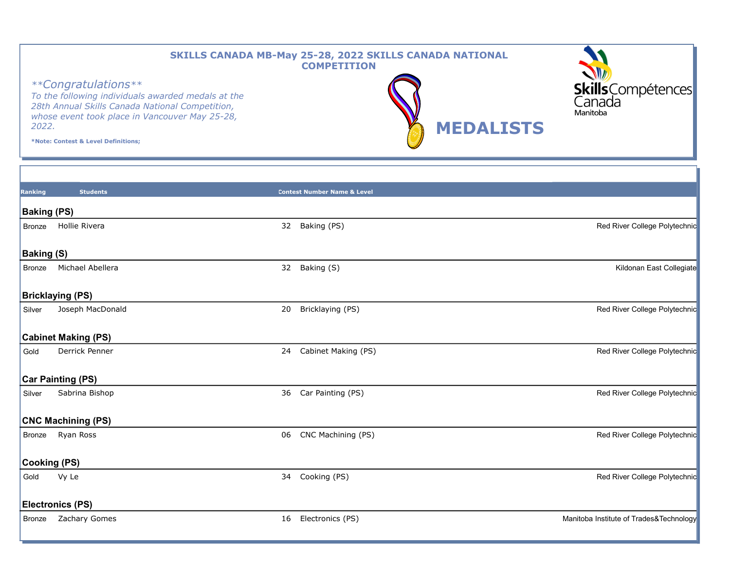**SKILLS CANADA MB-May 25-28, 2022 SKILLS CANADA NATIONAL COMPETITION**

*\*\*Congratulations\*\**
*To the following individuals awarded medals at the 28th Annual Skills Canada National Competition, whose event took place in Vancouver May 25-28, 2022.*

**\*Note: Contest & Level Definitions;**

# MEDALISTS

| Ranking | Students | Contest Number Name & Level | | |
|---|---|---|---|---|
| **Baking (PS)** | | | | |
| Bronze | Hollie Rivera | 32 | Baking (PS) | Red River College Polytechnic |
| **Baking (S)** | | | | |
| Bronze | Michael Abellera | 32 | Baking (S) | Kildonan East Collegiate |
| **Bricklaying (PS)** | | | | |
| Silver | Joseph MacDonald | 20 | Bricklaying (PS) | Red River College Polytechnic |
| **Cabinet Making (PS)** | | | | |
| Gold | Derrick Penner | 24 | Cabinet Making (PS) | Red River College Polytechnic |
| **Car Painting (PS)** | | | | |
| Silver | Sabrina Bishop | 36 | Car Painting (PS) | Red River College Polytechnic |
| **CNC Machining (PS)** | | | | |
| Bronze | Ryan Ross | 06 | CNC Machining (PS) | Red River College Polytechnic |
| **Cooking (PS)** | | | | |
| Gold | Vy Le | 34 | Cooking (PS) | Red River College Polytechnic |
| **Electronics (PS)** | | | | |
| Bronze | Zachary Gomes | 16 | Electronics (PS) | Manitoba Institute of Trades&Technology |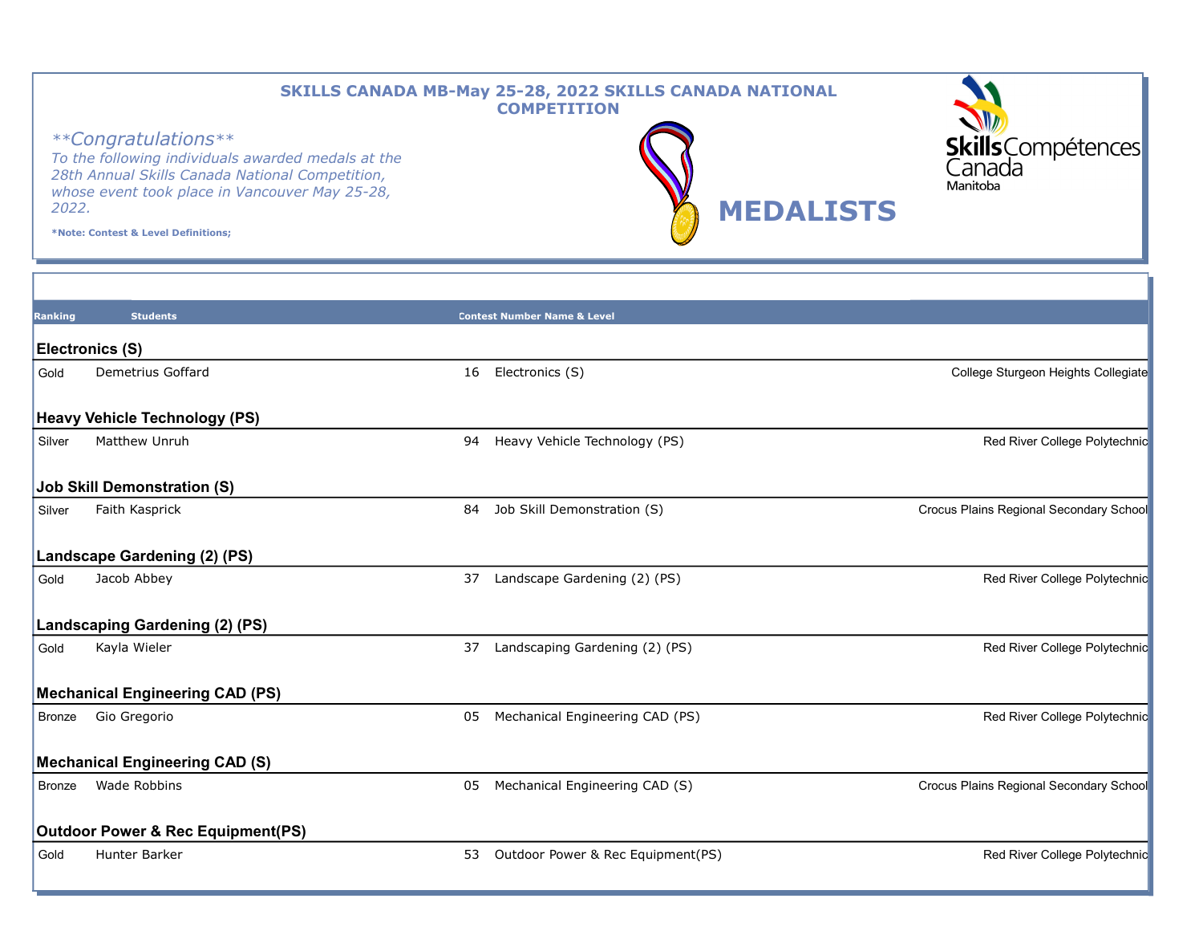**SKILLS CANADA MB-May 25-28, 2022 SKILLS CANADA NATIONAL COMPETITION**

*\*\*Congratulations\*\**

*To the following individuals awarded medals at the 28th Annual Skills Canada National Competition, whose event took place in Vancouver May 25-28, 2022.*

**\*Note: Contest & Level Definitions;**

Skills Compétences Canada Manitoba

# MEDALISTS

| Ranking | Students | Contest Number Name & Level | | |
|---|---|---|---|---|
| **Electronics (S)** | | | | |
| Gold | Demetrius Goffard | 16 | Electronics (S) | College Sturgeon Heights Collegiate |
| **Heavy Vehicle Technology (PS)** | | | | |
| Silver | Matthew Unruh | 94 | Heavy Vehicle Technology (PS) | Red River College Polytechnic |
| **Job Skill Demonstration (S)** | | | | |
| Silver | Faith Kasprick | 84 | Job Skill Demonstration (S) | Crocus Plains Regional Secondary School |
| **Landscape Gardening (2) (PS)** | | | | |
| Gold | Jacob Abbey | 37 | Landscape Gardening (2) (PS) | Red River College Polytechnic |
| **Landscaping Gardening (2) (PS)** | | | | |
| Gold | Kayla Wieler | 37 | Landscaping Gardening (2) (PS) | Red River College Polytechnic |
| **Mechanical Engineering CAD (PS)** | | | | |
| Bronze | Gio Gregorio | 05 | Mechanical Engineering CAD (PS) | Red River College Polytechnic |
| **Mechanical Engineering CAD (S)** | | | | |
| Bronze | Wade Robbins | 05 | Mechanical Engineering CAD (S) | Crocus Plains Regional Secondary School |
| **Outdoor Power & Rec Equipment(PS)** | | | | |
| Gold | Hunter Barker | 53 | Outdoor Power & Rec Equipment(PS) | Red River College Polytechnic |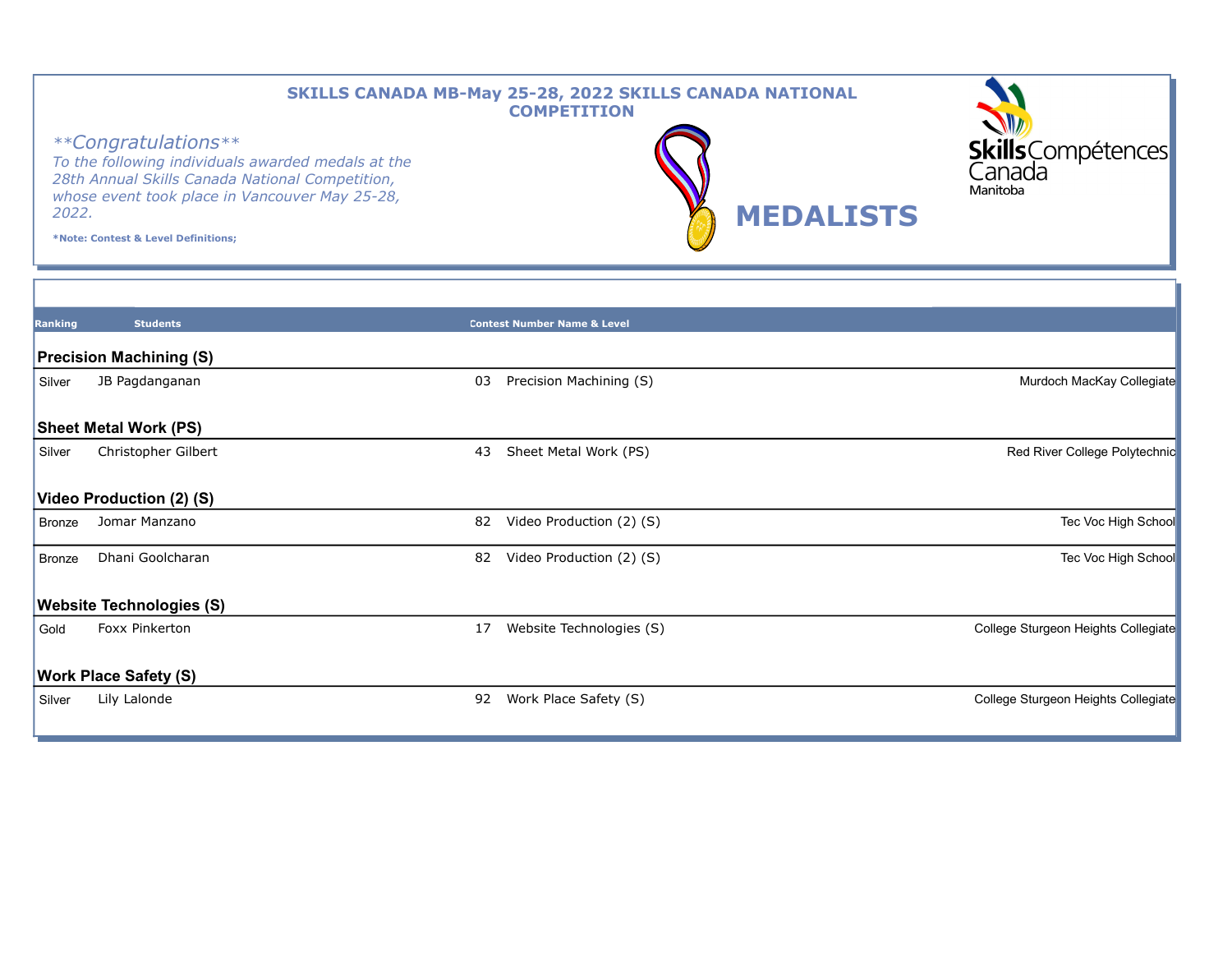**SKILLS CANADA MB-May 25-28, 2022 SKILLS CANADA NATIONAL COMPETITION**

*\*\*Congratulations\*\**

*To the following individuals awarded medals at the 28th Annual Skills Canada National Competition, whose event took place in Vancouver May 25-28, 2022.*

***Note: Contest & Level Definitions;**

Skills Compétences Canada Manitoba

# MEDALISTS

| Ranking | Students | Contest Number Name & Level | | |
|---|---|---|---|---|
| **Precision Machining (S)** | | | | |
| Silver | JB Pagdanganan | 03 | Precision Machining (S) | Murdoch MacKay Collegiate |
| **Sheet Metal Work (PS)** | | | | |
| Silver | Christopher Gilbert | 43 | Sheet Metal Work (PS) | Red River College Polytechnic |
| **Video Production (2) (S)** | | | | |
| Bronze | Jomar Manzano | 82 | Video Production (2) (S) | Tec Voc High School |
| Bronze | Dhani Goolcharan | 82 | Video Production (2) (S) | Tec Voc High School |
| **Website Technologies (S)** | | | | |
| Gold | Foxx Pinkerton | 17 | Website Technologies (S) | College Sturgeon Heights Collegiate |
| **Work Place Safety (S)** | | | | |
| Silver | Lily Lalonde | 92 | Work Place Safety (S) | College Sturgeon Heights Collegiate |